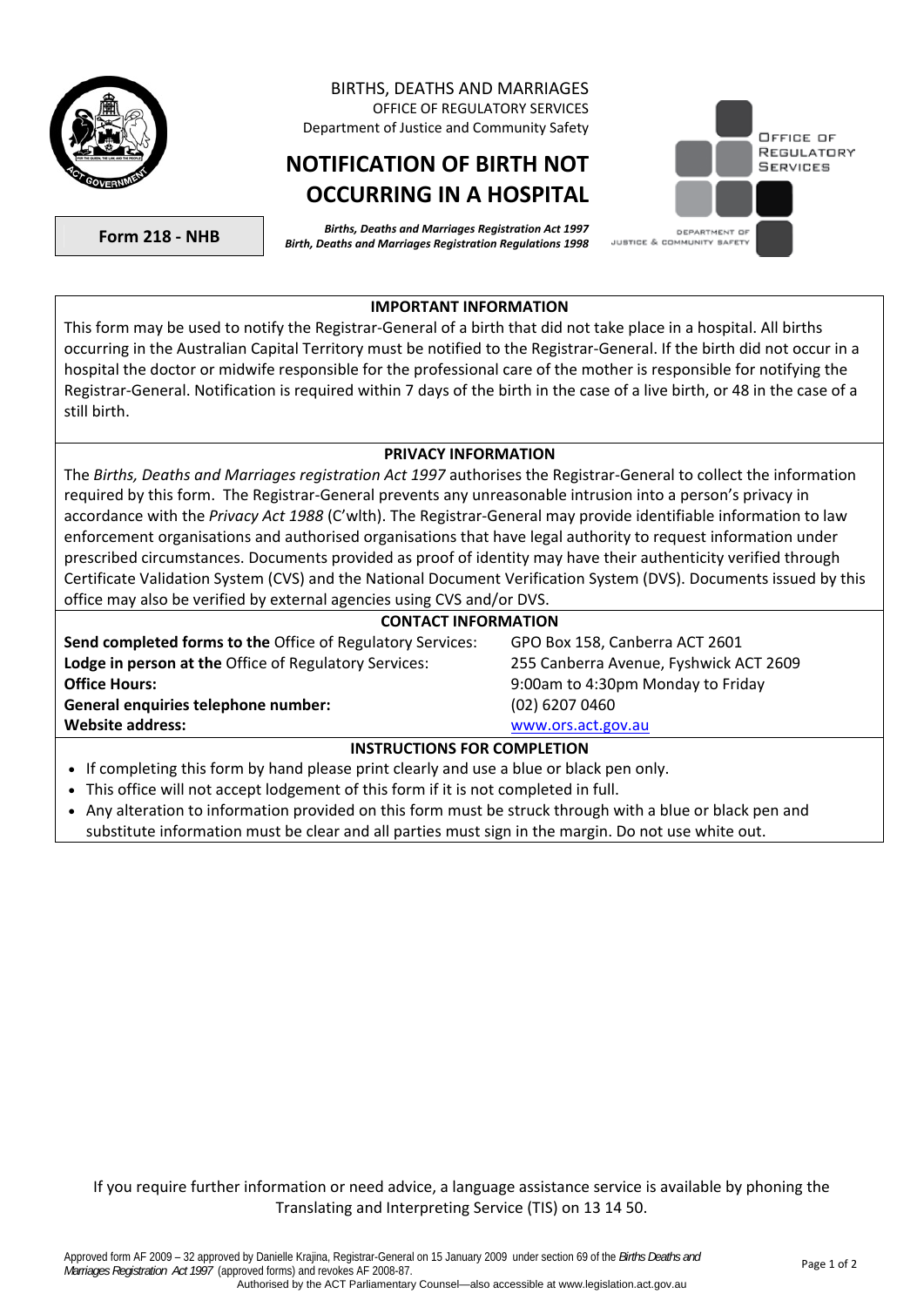BIRTHS, DEATHS AND MARRIAGES
OFFICE OF REGULATORY SERVICES
Department of Justice and Community Safety

# NOTIFICATION OF BIRTH NOT OCCURRING IN A HOSPITAL

**Form 218 - NHB**

***Births, Deaths and Marriages Registration Act 1997***
***Birth, Deaths and Marriages Registration Regulations 1998***

OFFICE OF REGULATORY SERVICES
DEPARTMENT OF JUSTICE & COMMUNITY SAFETY

## IMPORTANT INFORMATION

This form may be used to notify the Registrar-General of a birth that did not take place in a hospital. All births occurring in the Australian Capital Territory must be notified to the Registrar-General. If the birth did not occur in a hospital the doctor or midwife responsible for the professional care of the mother is responsible for notifying the Registrar-General. Notification is required within 7 days of the birth in the case of a live birth, or 48 in the case of a still birth.

## PRIVACY INFORMATION

The *Births, Deaths and Marriages registration Act 1997* authorises the Registrar-General to collect the information required by this form. The Registrar-General prevents any unreasonable intrusion into a person's privacy in accordance with the *Privacy Act 1988* (C'wlth). The Registrar-General may provide identifiable information to law enforcement organisations and authorised organisations that have legal authority to request information under prescribed circumstances. Documents provided as proof of identity may have their authenticity verified through Certificate Validation System (CVS) and the National Document Verification System (DVS). Documents issued by this office may also be verified by external agencies using CVS and/or DVS.

## CONTACT INFORMATION

| | |
|---|---|
| **Send completed forms to the** Office of Regulatory Services: | GPO Box 158, Canberra ACT 2601 |
| **Lodge in person at the** Office of Regulatory Services: | 255 Canberra Avenue, Fyshwick ACT 2609 |
| **Office Hours:** | 9:00am to 4:30pm Monday to Friday |
| **General enquiries telephone number:** | (02) 6207 0460 |
| **Website address:** | www.ors.act.gov.au |

## INSTRUCTIONS FOR COMPLETION

- If completing this form by hand please print clearly and use a blue or black pen only.
- This office will not accept lodgement of this form if it is not completed in full.
- Any alteration to information provided on this form must be struck through with a blue or black pen and substitute information must be clear and all parties must sign in the margin. Do not use white out.

If you require further information or need advice, a language assistance service is available by phoning the Translating and Interpreting Service (TIS) on 13 14 50.

Approved form AF 2009 – 32 approved by Danielle Krajina, Registrar-General on 15 January 2009 under section 69 of the *Births Deaths and Marriages Registration Act 1997* (approved forms) and revokes AF 2008-87.
Authorised by the ACT Parliamentary Counsel—also accessible at www.legislation.act.gov.au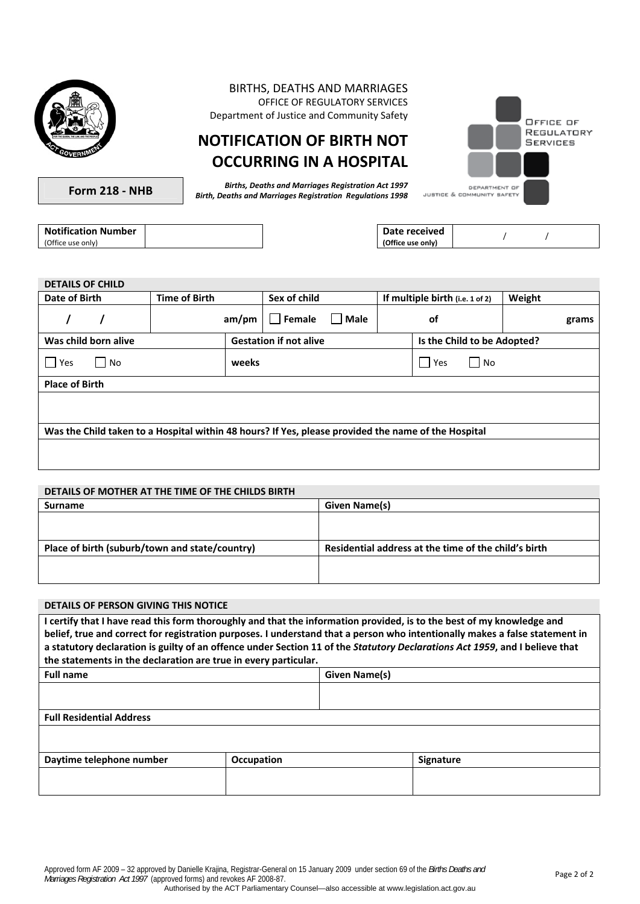BIRTHS, DEATHS AND MARRIAGES
OFFICE OF REGULATORY SERVICES
Department of Justice and Community Safety

# NOTIFICATION OF BIRTH NOT OCCURRING IN A HOSPITAL

**Form 218 - NHB**

***Births, Deaths and Marriages Registration Act 1997***
***Birth, Deaths and Marriages Registration Regulations 1998***

| **Notification Number** (Office use only) | |
|---|---|

| **Date received** (Office use only) | / / |
|---|---|

## DETAILS OF CHILD

| Date of Birth | Time of Birth | Sex of child | If multiple birth (i.e. 1 of 2) | Weight |
|---|---|---|---|---|
| / / | am/pm | ☐ Female ☐ Male | of | grams |

| Was child born alive | Gestation if not alive | Is the Child to be Adopted? |
|---|---|---|
| ☐ Yes ☐ No | weeks | ☐ Yes ☐ No |

**Place of Birth**

**Was the Child taken to a Hospital within 48 hours? If Yes, please provided the name of the Hospital**

## DETAILS OF MOTHER AT THE TIME OF THE CHILDS BIRTH

| Surname | Given Name(s) |
|---|---|
| | |
| **Place of birth (suburb/town and state/country)** | **Residential address at the time of the child's birth** |
| | |

## DETAILS OF PERSON GIVING THIS NOTICE

**I certify that I have read this form thoroughly and that the information provided, is to the best of my knowledge and belief, true and correct for registration purposes. I understand that a person who intentionally makes a false statement in a statutory declaration is guilty of an offence under Section 11 of the *Statutory Declarations Act 1959*, and I believe that the statements in the declaration are true in every particular.**

| Full name | Given Name(s) |
|---|---|
| | |

**Full Residential Address**

| Daytime telephone number | Occupation | Signature |
|---|---|---|
| | | |

Approved form AF 2009 – 32 approved by Danielle Krajina, Registrar-General on 15 January 2009 under section 69 of the *Births Deaths and Marriages Registration Act 1997* (approved forms) and revokes AF 2008-87.
Authorised by the ACT Parliamentary Counsel—also accessible at www.legislation.act.gov.au